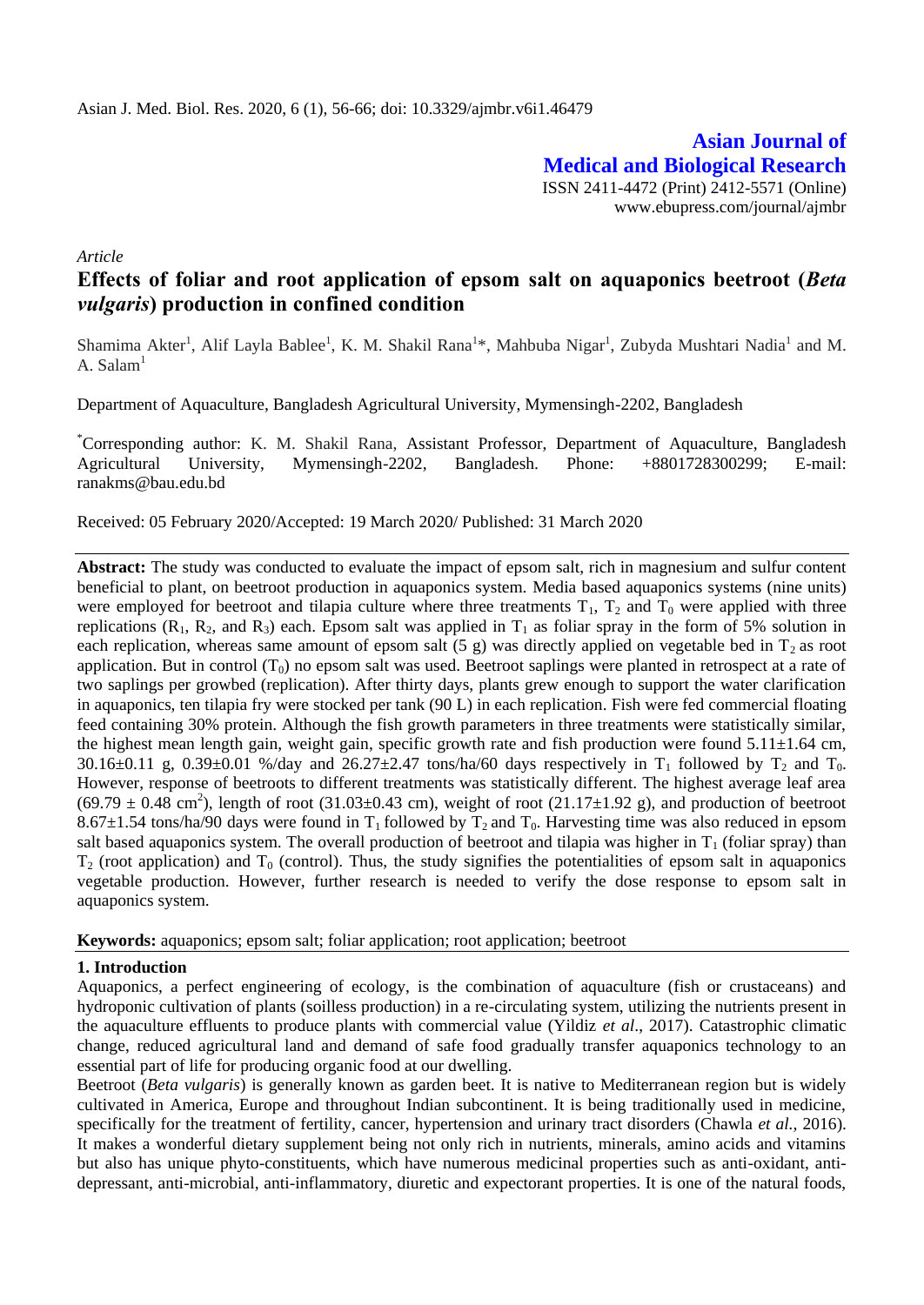**Asian Journal of Medical and Biological Research**

ISSN 2411-4472 (Print) 2412-5571 (Online)
www.ebupress.com/journal/ajmbr

*Article*

# Effects of foliar and root application of epsom salt on aquaponics beetroot (*Beta vulgaris*) production in confined condition

Shamima Akter[1], Alif Layla Bablee[1], K. M. Shakil Rana[1]*, Mahbuba Nigar[1], Zubyda Mushtari Nadia[1] and M. A. Salam[1]

Department of Aquaculture, Bangladesh Agricultural University, Mymensingh-2202, Bangladesh

*Corresponding author: K. M. Shakil Rana, Assistant Professor, Department of Aquaculture, Bangladesh Agricultural University, Mymensingh-2202, Bangladesh. Phone: +8801728300299; E-mail: ranakms@bau.edu.bd

Received: 05 February 2020/Accepted: 19 March 2020/ Published: 31 March 2020

**Abstract:** The study was conducted to evaluate the impact of epsom salt, rich in magnesium and sulfur content beneficial to plant, on beetroot production in aquaponics system. Media based aquaponics systems (nine units) were employed for beetroot and tilapia culture where three treatments $T_1$, $T_2$ and $T_0$ were applied with three replications ($R_1$, $R_2$, and $R_3$) each. Epsom salt was applied in $T_1$ as foliar spray in the form of 5% solution in each replication, whereas same amount of epsom salt (5 g) was directly applied on vegetable bed in $T_2$ as root application. But in control ($T_0$) no epsom salt was used. Beetroot saplings were planted in retrospect at a rate of two saplings per growbed (replication). After thirty days, plants grew enough to support the water clarification in aquaponics, ten tilapia fry were stocked per tank (90 L) in each replication. Fish were fed commercial floating feed containing 30% protein. Although the fish growth parameters in three treatments were statistically similar, the highest mean length gain, weight gain, specific growth rate and fish production were found 5.11±1.64 cm, 30.16±0.11 g, 0.39±0.01 %/day and 26.27±2.47 tons/ha/60 days respectively in $T_1$ followed by $T_2$ and $T_0$. However, response of beetroots to different treatments was statistically different. The highest average leaf area (69.79 ± 0.48 $cm^2$), length of root (31.03±0.43 cm), weight of root (21.17±1.92 g), and production of beetroot 8.67±1.54 tons/ha/90 days were found in $T_1$ followed by $T_2$ and $T_0$. Harvesting time was also reduced in epsom salt based aquaponics system. The overall production of beetroot and tilapia was higher in $T_1$ (foliar spray) than $T_2$ (root application) and $T_0$ (control). Thus, the study signifies the potentialities of epsom salt in aquaponics vegetable production. However, further research is needed to verify the dose response to epsom salt in aquaponics system.

**Keywords:** aquaponics; epsom salt; foliar application; root application; beetroot

## 1. Introduction

Aquaponics, a perfect engineering of ecology, is the combination of aquaculture (fish or crustaceans) and hydroponic cultivation of plants (soilless production) in a re-circulating system, utilizing the nutrients present in the aquaculture effluents to produce plants with commercial value (Yildiz *et al*., 2017). Catastrophic climatic change, reduced agricultural land and demand of safe food gradually transfer aquaponics technology to an essential part of life for producing organic food at our dwelling.

Beetroot (*Beta vulgaris*) is generally known as garden beet. It is native to Mediterranean region but is widely cultivated in America, Europe and throughout Indian subcontinent. It is being traditionally used in medicine, specifically for the treatment of fertility, cancer, hypertension and urinary tract disorders (Chawla *et al.,* 2016). It makes a wonderful dietary supplement being not only rich in nutrients, minerals, amino acids and vitamins but also has unique phyto-constituents, which have numerous medicinal properties such as anti-oxidant, anti-depressant, anti-microbial, anti-inflammatory, diuretic and expectorant properties. It is one of the natural foods,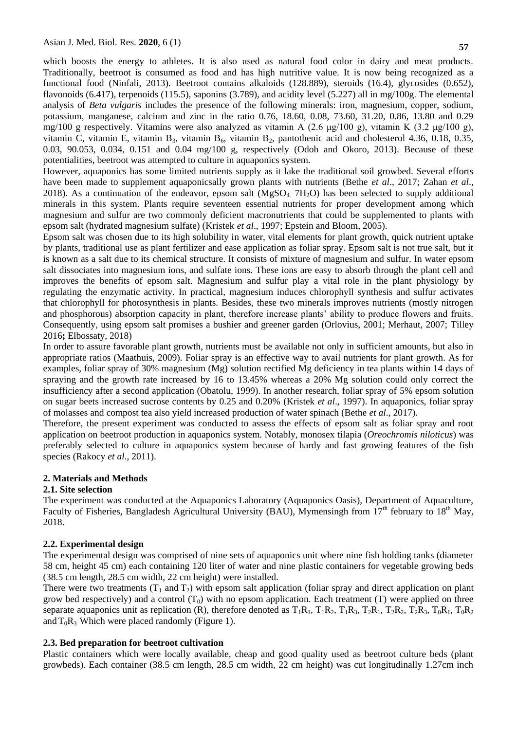which boosts the energy to athletes. It is also used as natural food color in dairy and meat products. Traditionally, beetroot is consumed as food and has high nutritive value. It is now being recognized as a functional food (Ninfali, 2013). Beetroot contains alkaloids (128.889), steroids (16.4), glycosides (0.652), flavonoids (6.417), terpenoids (115.5), saponins (3.789), and acidity level (5.227) all in mg/100g. The elemental analysis of *Beta vulgaris* includes the presence of the following minerals: iron, magnesium, copper, sodium, potassium, manganese, calcium and zinc in the ratio 0.76, 18.60, 0.08, 73.60, 31.20, 0.86, 13.80 and 0.29 mg/100 g respectively. Vitamins were also analyzed as vitamin A (2.6 μg/100 g), vitamin K (3.2 μg/100 g), vitamin C, vitamin E, vitamin $B_3$, vitamin $B_6$, vitamin $B_2$, pantothenic acid and cholesterol 4.36, 0.18, 0.35, 0.03, 90.053, 0.034, 0.151 and 0.04 mg/100 g, respectively (Odoh and Okoro, 2013). Because of these potentialities, beetroot was attempted to culture in aquaponics system.

However, aquaponics has some limited nutrients supply as it lake the traditional soil growbed. Several efforts have been made to supplement aquaponicsally grown plants with nutrients (Bethe *et al*., 2017; Zahan *et al*., 2018). As a continuation of the endeavor, epsom salt ($MgSO_4.7H_2O$) has been selected to supply additional minerals in this system. Plants require seventeen essential nutrients for proper development among which magnesium and sulfur are two commonly deficient macronutrients that could be supplemented to plants with epsom salt (hydrated magnesium sulfate) (Kristek *et al*., 1997; Epstein and Bloom, 2005).

Epsom salt was chosen due to its high solubility in water, vital elements for plant growth, quick nutrient uptake by plants, traditional use as plant fertilizer and ease application as foliar spray. Epsom salt is not true salt, but it is known as a salt due to its chemical structure. It consists of mixture of magnesium and sulfur. In water epsom salt dissociates into magnesium ions, and sulfate ions. These ions are easy to absorb through the plant cell and improves the benefits of epsom salt. Magnesium and sulfur play a vital role in the plant physiology by regulating the enzymatic activity. In practical, magnesium induces chlorophyll synthesis and sulfur activates that chlorophyll for photosynthesis in plants. Besides, these two minerals improves nutrients (mostly nitrogen and phosphorous) absorption capacity in plant, therefore increase plants' ability to produce flowers and fruits. Consequently, using epsom salt promises a bushier and greener garden (Orlovius, 2001; Merhaut, 2007; Tilley 2016**;** Elbossaty, 2018)

In order to assure favorable plant growth, nutrients must be available not only in sufficient amounts, but also in appropriate ratios (Maathuis, 2009). Foliar spray is an effective way to avail nutrients for plant growth. As for examples, foliar spray of 30% magnesium (Mg) solution rectified Mg deficiency in tea plants within 14 days of spraying and the growth rate increased by 16 to 13.45% whereas a 20% Mg solution could only correct the insufficiency after a second application (Obatolu, 1999). In another research, foliar spray of 5% epsom solution on sugar beets increased sucrose contents by 0.25 and 0.20% (Kristek *et al*., 1997). In aquaponics, foliar spray of molasses and compost tea also yield increased production of water spinach (Bethe *et al*., 2017).

Therefore, the present experiment was conducted to assess the effects of epsom salt as foliar spray and root application on beetroot production in aquaponics system. Notably, monosex tilapia (*Oreochromis niloticus*) was preferably selected to culture in aquaponics system because of hardy and fast growing features of the fish species (Rakocy *et al*., 2011).

## 2. Materials and Methods

### 2.1. Site selection

The experiment was conducted at the Aquaponics Laboratory (Aquaponics Oasis), Department of Aquaculture, Faculty of Fisheries, Bangladesh Agricultural University (BAU), Mymensingh from $17^{th}$ february to $18^{th}$ May, 2018.

### 2.2. Experimental design

The experimental design was comprised of nine sets of aquaponics unit where nine fish holding tanks (diameter 58 cm, height 45 cm) each containing 120 liter of water and nine plastic containers for vegetable growing beds (38.5 cm length, 28.5 cm width, 22 cm height) were installed.

There were two treatments ($T_1$ and $T_2$) with epsom salt application (foliar spray and direct application on plant grow bed respectively) and a control ($T_0$) with no epsom application. Each treatment (T) were applied on three separate aquaponics unit as replication (R), therefore denoted as $T_1R_1$, $T_1R_2$, $T_1R_3$, $T_2R_1$, $T_2R_2$, $T_2R_3$, $T_0R_1$, $T_0R_2$ and $T_0R_3$ Which were placed randomly (Figure 1).

### 2.3. Bed preparation for beetroot cultivation

Plastic containers which were locally available, cheap and good quality used as beetroot culture beds (plant growbeds). Each container (38.5 cm length, 28.5 cm width, 22 cm height) was cut longitudinally 1.27cm inch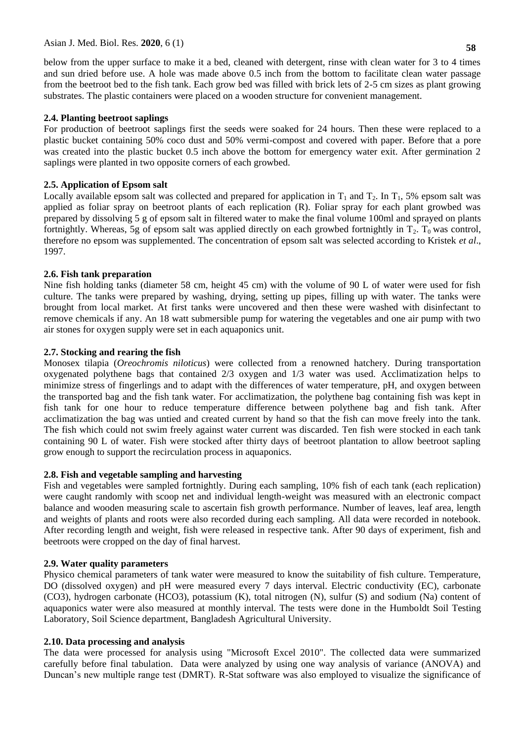below from the upper surface to make it a bed, cleaned with detergent, rinse with clean water for 3 to 4 times and sun dried before use. A hole was made above 0.5 inch from the bottom to facilitate clean water passage from the beetroot bed to the fish tank. Each grow bed was filled with brick lets of 2-5 cm sizes as plant growing substrates. The plastic containers were placed on a wooden structure for convenient management.

### 2.4. Planting beetroot saplings

For production of beetroot saplings first the seeds were soaked for 24 hours. Then these were replaced to a plastic bucket containing 50% coco dust and 50% vermi-compost and covered with paper. Before that a pore was created into the plastic bucket 0.5 inch above the bottom for emergency water exit. After germination 2 saplings were planted in two opposite corners of each growbed.

### 2.5. Application of Epsom salt

Locally available epsom salt was collected and prepared for application in $T_1$ and $T_2$. In $T_1$, 5% epsom salt was applied as foliar spray on beetroot plants of each replication (R). Foliar spray for each plant growbed was prepared by dissolving 5 g of epsom salt in filtered water to make the final volume 100ml and sprayed on plants fortnightly. Whereas, 5g of epsom salt was applied directly on each growbed fortnightly in $T_2$. $T_0$ was control, therefore no epsom was supplemented. The concentration of epsom salt was selected according to Kristek *et al*., 1997.

### 2.6. Fish tank preparation

Nine fish holding tanks (diameter 58 cm, height 45 cm) with the volume of 90 L of water were used for fish culture. The tanks were prepared by washing, drying, setting up pipes, filling up with water. The tanks were brought from local market. At first tanks were uncovered and then these were washed with disinfectant to remove chemicals if any. An 18 watt submersible pump for watering the vegetables and one air pump with two air stones for oxygen supply were set in each aquaponics unit.

### 2.7. Stocking and rearing the fish

Monosex tilapia (*Oreochromis niloticus*) were collected from a renowned hatchery. During transportation oxygenated polythene bags that contained 2/3 oxygen and 1/3 water was used. Acclimatization helps to minimize stress of fingerlings and to adapt with the differences of water temperature, pH, and oxygen between the transported bag and the fish tank water. For acclimatization, the polythene bag containing fish was kept in fish tank for one hour to reduce temperature difference between polythene bag and fish tank. After acclimatization the bag was untied and created current by hand so that the fish can move freely into the tank. The fish which could not swim freely against water current was discarded. Ten fish were stocked in each tank containing 90 L of water. Fish were stocked after thirty days of beetroot plantation to allow beetroot sapling grow enough to support the recirculation process in aquaponics.

### 2.8. Fish and vegetable sampling and harvesting

Fish and vegetables were sampled fortnightly. During each sampling, 10% fish of each tank (each replication) were caught randomly with scoop net and individual length-weight was measured with an electronic compact balance and wooden measuring scale to ascertain fish growth performance. Number of leaves, leaf area, length and weights of plants and roots were also recorded during each sampling. All data were recorded in notebook. After recording length and weight, fish were released in respective tank. After 90 days of experiment, fish and beetroots were cropped on the day of final harvest.

### 2.9. Water quality parameters

Physico chemical parameters of tank water were measured to know the suitability of fish culture. Temperature, DO (dissolved oxygen) and pH were measured every 7 days interval. Electric conductivity (EC), carbonate ($CO_3$), hydrogen carbonate ($HCO_3$), potassium (K), total nitrogen (N), sulfur (S) and sodium (Na) content of aquaponics water were also measured at monthly interval. The tests were done in the Humboldt Soil Testing Laboratory, Soil Science department, Bangladesh Agricultural University.

### 2.10. Data processing and analysis

The data were processed for analysis using "Microsoft Excel 2010". The collected data were summarized carefully before final tabulation. Data were analyzed by using one way analysis of variance (ANOVA) and Duncan's new multiple range test (DMRT). R-Stat software was also employed to visualize the significance of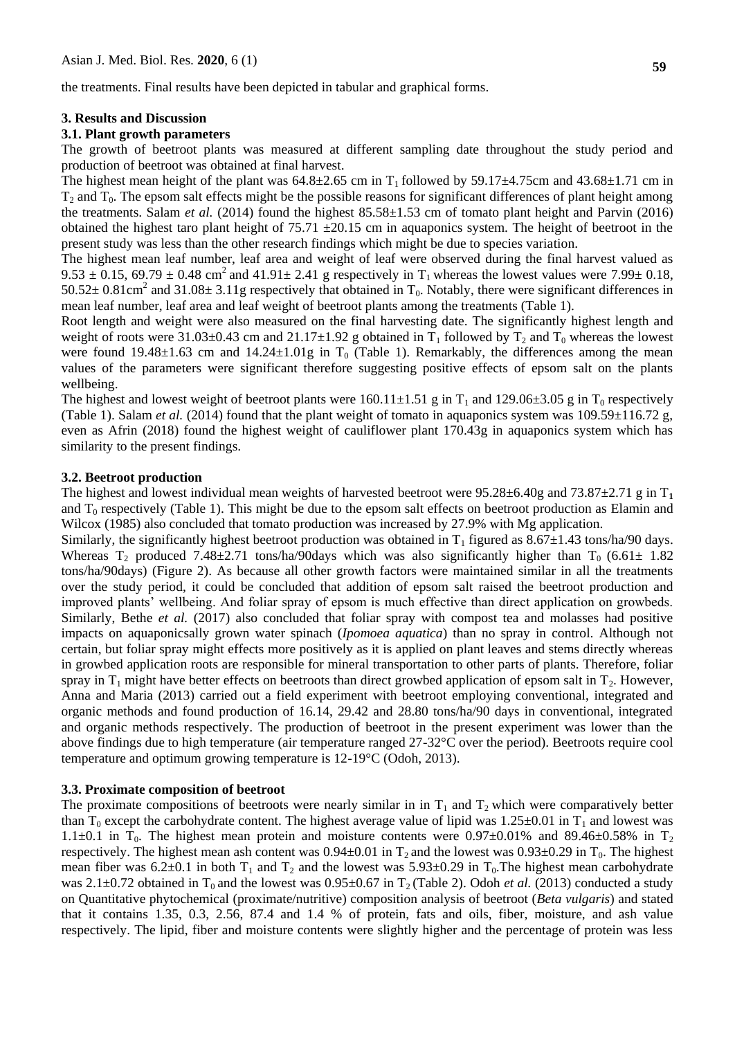the treatments. Final results have been depicted in tabular and graphical forms.

## 3. Results and Discussion

### 3.1. Plant growth parameters

The growth of beetroot plants was measured at different sampling date throughout the study period and production of beetroot was obtained at final harvest.

The highest mean height of the plant was 64.8±2.65 cm in $T_1$ followed by 59.17±4.75cm and 43.68±1.71 cm in $T_2$ and $T_0$. The epsom salt effects might be the possible reasons for significant differences of plant height among the treatments. Salam *et al.* (2014) found the highest 85.58±1.53 cm of tomato plant height and Parvin (2016) obtained the highest taro plant height of 75.71 ±20.15 cm in aquaponics system. The height of beetroot in the present study was less than the other research findings which might be due to species variation.

The highest mean leaf number, leaf area and weight of leaf were observed during the final harvest valued as 9.53 ± 0.15, 69.79 ± 0.48 $cm^2$ and 41.91± 2.41 g respectively in $T_1$ whereas the lowest values were 7.99± 0.18, 50.52± 0.81$cm^2$ and 31.08± 3.11g respectively that obtained in $T_0$. Notably, there were significant differences in mean leaf number, leaf area and leaf weight of beetroot plants among the treatments (Table 1).

Root length and weight were also measured on the final harvesting date. The significantly highest length and weight of roots were 31.03±0.43 cm and 21.17±1.92 g obtained in $T_1$ followed by $T_2$ and $T_0$ whereas the lowest were found 19.48±1.63 cm and 14.24±1.01g in $T_0$ (Table 1). Remarkably, the differences among the mean values of the parameters were significant therefore suggesting positive effects of epsom salt on the plants wellbeing.

The highest and lowest weight of beetroot plants were 160.11±1.51 g in $T_1$ and 129.06±3.05 g in $T_0$ respectively (Table 1). Salam *et al.* (2014) found that the plant weight of tomato in aquaponics system was 109.59±116.72 g, even as Afrin (2018) found the highest weight of cauliflower plant 170.43g in aquaponics system which has similarity to the present findings.

### 3.2. Beetroot production

The highest and lowest individual mean weights of harvested beetroot were 95.28±6.40g and 73.87±2.71 g in $T_1$ and $T_0$ respectively (Table 1). This might be due to the epsom salt effects on beetroot production as Elamin and Wilcox (1985) also concluded that tomato production was increased by 27.9% with Mg application.

Similarly, the significantly highest beetroot production was obtained in $T_1$ figured as 8.67±1.43 tons/ha/90 days. Whereas $T_2$ produced 7.48±2.71 tons/ha/90days which was also significantly higher than $T_0$ (6.61± 1.82 tons/ha/90days) (Figure 2). As because all other growth factors were maintained similar in all the treatments over the study period, it could be concluded that addition of epsom salt raised the beetroot production and improved plants' wellbeing. And foliar spray of epsom is much effective than direct application on growbeds. Similarly, Bethe *et al.* (2017) also concluded that foliar spray with compost tea and molasses had positive impacts on aquaponicsally grown water spinach (*Ipomoea aquatica*) than no spray in control. Although not certain, but foliar spray might effects more positively as it is applied on plant leaves and stems directly whereas in growbed application roots are responsible for mineral transportation to other parts of plants. Therefore, foliar spray in $T_1$ might have better effects on beetroots than direct growbed application of epsom salt in $T_2$. However, Anna and Maria (2013) carried out a field experiment with beetroot employing conventional, integrated and organic methods and found production of 16.14, 29.42 and 28.80 tons/ha/90 days in conventional, integrated and organic methods respectively. The production of beetroot in the present experiment was lower than the above findings due to high temperature (air temperature ranged 27-32°C over the period). Beetroots require cool temperature and optimum growing temperature is 12-19°C (Odoh, 2013).

### 3.3. Proximate composition of beetroot

The proximate compositions of beetroots were nearly similar in in $T_1$ and $T_2$ which were comparatively better than $T_0$ except the carbohydrate content. The highest average value of lipid was 1.25±0.01 in $T_1$ and lowest was 1.1±0.1 in $T_0$. The highest mean protein and moisture contents were 0.97±0.01% and 89.46±0.58% in $T_2$ respectively. The highest mean ash content was 0.94±0.01 in $T_2$ and the lowest was 0.93±0.29 in $T_0$. The highest mean fiber was 6.2±0.1 in both $T_1$ and $T_2$ and the lowest was 5.93±0.29 in $T_0$.The highest mean carbohydrate was 2.1±0.72 obtained in $T_0$ and the lowest was 0.95±0.67 in $T_2$ (Table 2). Odoh *et al.* (2013) conducted a study on Quantitative phytochemical (proximate/nutritive) composition analysis of beetroot (*Beta vulgaris*) and stated that it contains 1.35, 0.3, 2.56, 87.4 and 1.4 % of protein, fats and oils, fiber, moisture, and ash value respectively. The lipid, fiber and moisture contents were slightly higher and the percentage of protein was less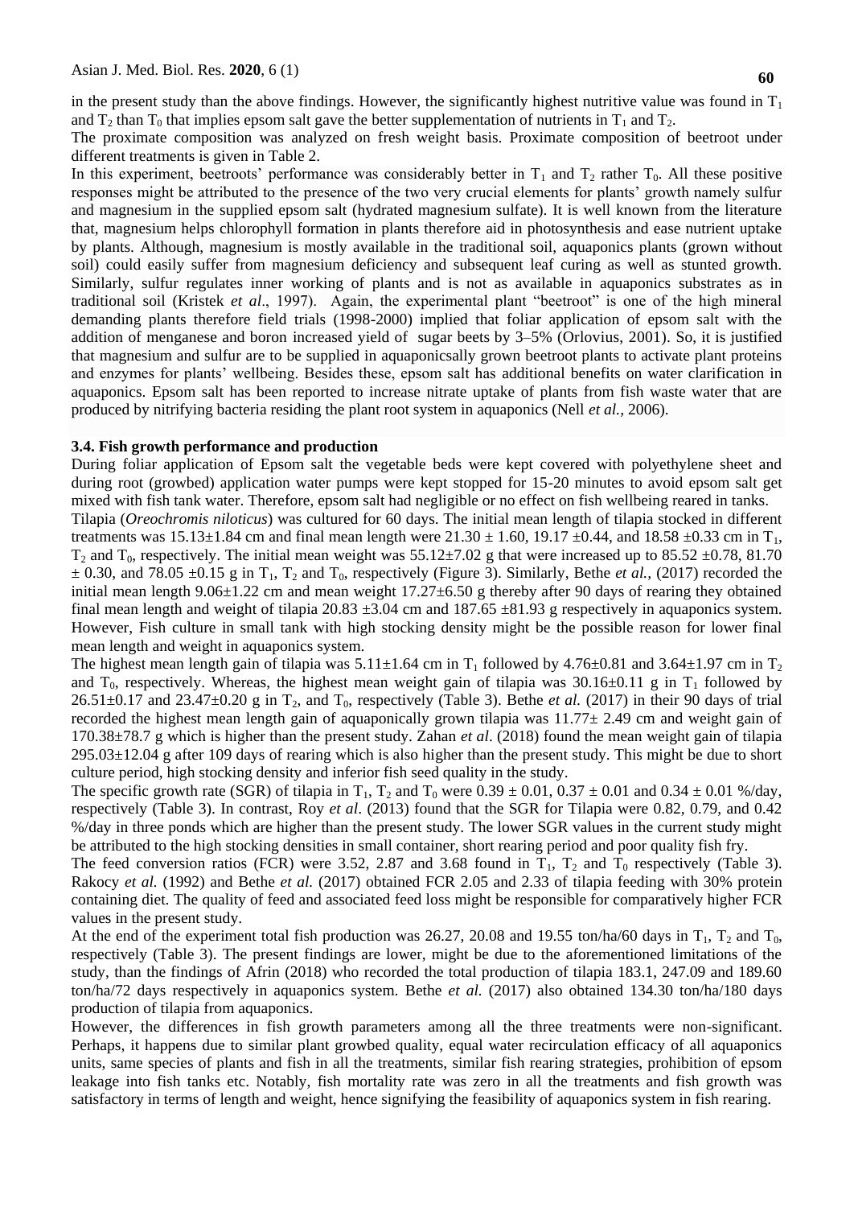in the present study than the above findings. However, the significantly highest nutritive value was found in $T_1$ and $T_2$ than $T_0$ that implies epsom salt gave the better supplementation of nutrients in $T_1$ and $T_2$.

The proximate composition was analyzed on fresh weight basis. Proximate composition of beetroot under different treatments is given in Table 2.

In this experiment, beetroots' performance was considerably better in $T_1$ and $T_2$ rather $T_0$. All these positive responses might be attributed to the presence of the two very crucial elements for plants' growth namely sulfur and magnesium in the supplied epsom salt (hydrated magnesium sulfate). It is well known from the literature that, magnesium helps chlorophyll formation in plants therefore aid in photosynthesis and ease nutrient uptake by plants. Although, magnesium is mostly available in the traditional soil, aquaponics plants (grown without soil) could easily suffer from magnesium deficiency and subsequent leaf curing as well as stunted growth. Similarly, sulfur regulates inner working of plants and is not as available in aquaponics substrates as in traditional soil (Kristek *et al*., 1997). Again, the experimental plant "beetroot" is one of the high mineral demanding plants therefore field trials (1998-2000) implied that foliar application of epsom salt with the addition of menganese and boron increased yield of sugar beets by 3–5% (Orlovius, 2001). So, it is justified that magnesium and sulfur are to be supplied in aquaponicsally grown beetroot plants to activate plant proteins and enzymes for plants' wellbeing. Besides these, epsom salt has additional benefits on water clarification in aquaponics. Epsom salt has been reported to increase nitrate uptake of plants from fish waste water that are produced by nitrifying bacteria residing the plant root system in aquaponics (Nell *et al.,* 2006).

### 3.4. Fish growth performance and production

During foliar application of Epsom salt the vegetable beds were kept covered with polyethylene sheet and during root (growbed) application water pumps were kept stopped for 15-20 minutes to avoid epsom salt get mixed with fish tank water. Therefore, epsom salt had negligible or no effect on fish wellbeing reared in tanks.

Tilapia (*Oreochromis niloticus*) was cultured for 60 days. The initial mean length of tilapia stocked in different treatments was 15.13±1.84 cm and final mean length were 21.30 ± 1.60, 19.17 ±0.44, and 18.58 ±0.33 cm in $T_1$, $T_2$ and $T_0$, respectively. The initial mean weight was 55.12±7.02 g that were increased up to 85.52 ±0.78, 81.70 ± 0.30, and 78.05 ±0.15 g in $T_1$, $T_2$ and $T_0$, respectively (Figure 3). Similarly, Bethe *et al.,* (2017) recorded the initial mean length 9.06±1.22 cm and mean weight 17.27±6.50 g thereby after 90 days of rearing they obtained final mean length and weight of tilapia 20.83 ±3.04 cm and 187.65 ±81.93 g respectively in aquaponics system. However, Fish culture in small tank with high stocking density might be the possible reason for lower final mean length and weight in aquaponics system.

The highest mean length gain of tilapia was 5.11±1.64 cm in $T_1$ followed by 4.76±0.81 and 3.64±1.97 cm in $T_2$ and $T_0$, respectively. Whereas, the highest mean weight gain of tilapia was 30.16±0.11 g in $T_1$ followed by 26.51±0.17 and 23.47±0.20 g in $T_2$, and $T_0$, respectively (Table 3). Bethe *et al.* (2017) in their 90 days of trial recorded the highest mean length gain of aquaponically grown tilapia was 11.77± 2.49 cm and weight gain of 170.38±78.7 g which is higher than the present study. Zahan *et al*. (2018) found the mean weight gain of tilapia 295.03±12.04 g after 109 days of rearing which is also higher than the present study. This might be due to short culture period, high stocking density and inferior fish seed quality in the study.

The specific growth rate (SGR) of tilapia in $T_1$, $T_2$ and $T_0$ were 0.39 ± 0.01, 0.37 ± 0.01 and 0.34 ± 0.01 %/day, respectively (Table 3). In contrast, Roy *et al*. (2013) found that the SGR for Tilapia were 0.82, 0.79, and 0.42 %/day in three ponds which are higher than the present study. The lower SGR values in the current study might be attributed to the high stocking densities in small container, short rearing period and poor quality fish fry.

The feed conversion ratios (FCR) were 3.52, 2.87 and 3.68 found in $T_1$, $T_2$ and $T_0$ respectively (Table 3). Rakocy *et al.* (1992) and Bethe *et al.* (2017) obtained FCR 2.05 and 2.33 of tilapia feeding with 30% protein containing diet. The quality of feed and associated feed loss might be responsible for comparatively higher FCR values in the present study.

At the end of the experiment total fish production was 26.27, 20.08 and 19.55 ton/ha/60 days in $T_1$, $T_2$ and $T_0$, respectively (Table 3). The present findings are lower, might be due to the aforementioned limitations of the study, than the findings of Afrin (2018) who recorded the total production of tilapia 183.1, 247.09 and 189.60 ton/ha/72 days respectively in aquaponics system. Bethe *et al.* (2017) also obtained 134.30 ton/ha/180 days production of tilapia from aquaponics.

However, the differences in fish growth parameters among all the three treatments were non-significant. Perhaps, it happens due to similar plant growbed quality, equal water recirculation efficacy of all aquaponics units, same species of plants and fish in all the treatments, similar fish rearing strategies, prohibition of epsom leakage into fish tanks etc. Notably, fish mortality rate was zero in all the treatments and fish growth was satisfactory in terms of length and weight, hence signifying the feasibility of aquaponics system in fish rearing.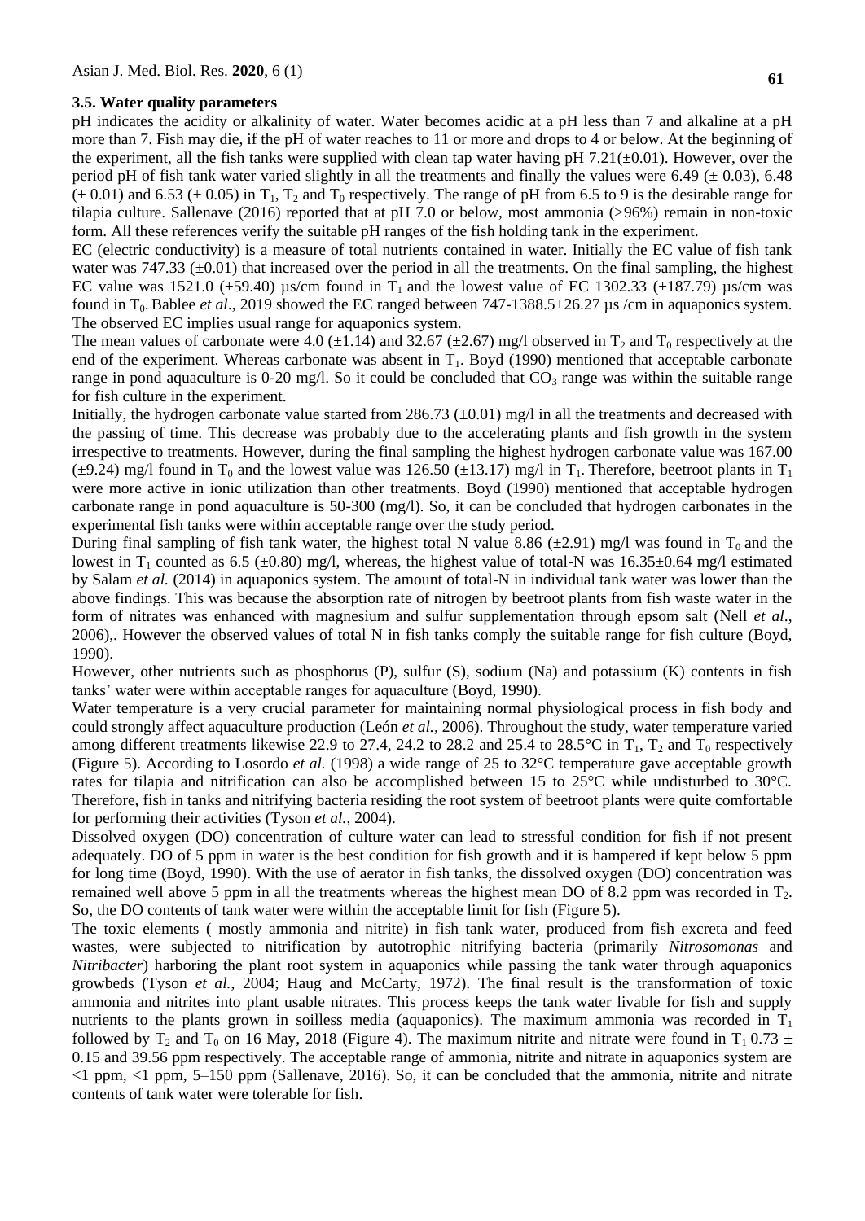### 3.5. Water quality parameters

pH indicates the acidity or alkalinity of water. Water becomes acidic at a pH less than 7 and alkaline at a pH more than 7. Fish may die, if the pH of water reaches to 11 or more and drops to 4 or below. At the beginning of the experiment, all the fish tanks were supplied with clean tap water having pH 7.21(±0.01). However, over the period pH of fish tank water varied slightly in all the treatments and finally the values were 6.49 (± 0.03), 6.48 (± 0.01) and 6.53 (± 0.05) in $T_1$, $T_2$ and $T_0$ respectively. The range of pH from 6.5 to 9 is the desirable range for tilapia culture. Sallenave (2016) reported that at pH 7.0 or below, most ammonia (>96%) remain in non-toxic form. All these references verify the suitable pH ranges of the fish holding tank in the experiment.

EC (electric conductivity) is a measure of total nutrients contained in water. Initially the EC value of fish tank water was 747.33 (±0.01) that increased over the period in all the treatments. On the final sampling, the highest EC value was 1521.0 (±59.40) µs/cm found in $T_1$ and the lowest value of EC 1302.33 (±187.79) µs/cm was found in $T_0$. Bablee *et al*., 2019 showed the EC ranged between 747-1388.5±26.27 µs /cm in aquaponics system. The observed EC implies usual range for aquaponics system.

The mean values of carbonate were 4.0 (±1.14) and 32.67 (±2.67) mg/l observed in $T_2$ and $T_0$ respectively at the end of the experiment. Whereas carbonate was absent in $T_1$. Boyd (1990) mentioned that acceptable carbonate range in pond aquaculture is 0-20 mg/l. So it could be concluded that $CO_3$ range was within the suitable range for fish culture in the experiment.

Initially, the hydrogen carbonate value started from 286.73 (±0.01) mg/l in all the treatments and decreased with the passing of time. This decrease was probably due to the accelerating plants and fish growth in the system irrespective to treatments. However, during the final sampling the highest hydrogen carbonate value was 167.00 (±9.24) mg/l found in $T_0$ and the lowest value was 126.50 (±13.17) mg/l in $T_1$. Therefore, beetroot plants in $T_1$ were more active in ionic utilization than other treatments. Boyd (1990) mentioned that acceptable hydrogen carbonate range in pond aquaculture is 50-300 (mg/l). So, it can be concluded that hydrogen carbonates in the experimental fish tanks were within acceptable range over the study period.

During final sampling of fish tank water, the highest total N value 8.86 (±2.91) mg/l was found in $T_0$ and the lowest in $T_1$ counted as 6.5 (±0.80) mg/l, whereas, the highest value of total-N was 16.35±0.64 mg/l estimated by Salam *et al.* (2014) in aquaponics system. The amount of total-N in individual tank water was lower than the above findings. This was because the absorption rate of nitrogen by beetroot plants from fish waste water in the form of nitrates was enhanced with magnesium and sulfur supplementation through epsom salt (Nell *et al*., 2006),. However the observed values of total N in fish tanks comply the suitable range for fish culture (Boyd, 1990).

However, other nutrients such as phosphorus (P), sulfur (S), sodium (Na) and potassium (K) contents in fish tanks' water were within acceptable ranges for aquaculture (Boyd, 1990).

Water temperature is a very crucial parameter for maintaining normal physiological process in fish body and could strongly affect aquaculture production (León *et al.,* 2006). Throughout the study, water temperature varied among different treatments likewise 22.9 to 27.4, 24.2 to 28.2 and 25.4 to 28.5°C in $T_1$, $T_2$ and $T_0$ respectively (Figure 5). According to Losordo *et al.* (1998) a wide range of 25 to 32°C temperature gave acceptable growth rates for tilapia and nitrification can also be accomplished between 15 to 25°C while undisturbed to 30°C. Therefore, fish in tanks and nitrifying bacteria residing the root system of beetroot plants were quite comfortable for performing their activities (Tyson *et al.*, 2004).

Dissolved oxygen (DO) concentration of culture water can lead to stressful condition for fish if not present adequately. DO of 5 ppm in water is the best condition for fish growth and it is hampered if kept below 5 ppm for long time (Boyd, 1990). With the use of aerator in fish tanks, the dissolved oxygen (DO) concentration was remained well above 5 ppm in all the treatments whereas the highest mean DO of 8.2 ppm was recorded in $T_2$. So, the DO contents of tank water were within the acceptable limit for fish (Figure 5).

The toxic elements ( mostly ammonia and nitrite) in fish tank water, produced from fish excreta and feed wastes, were subjected to nitrification by autotrophic nitrifying bacteria (primarily *Nitrosomonas* and *Nitribacter*) harboring the plant root system in aquaponics while passing the tank water through aquaponics growbeds (Tyson *et al.*, 2004; Haug and McCarty, 1972). The final result is the transformation of toxic ammonia and nitrites into plant usable nitrates. This process keeps the tank water livable for fish and supply nutrients to the plants grown in soilless media (aquaponics). The maximum ammonia was recorded in $T_1$ followed by $T_2$ and $T_0$ on 16 May, 2018 (Figure 4). The maximum nitrite and nitrate were found in $T_1$ 0.73 ± 0.15 and 39.56 ppm respectively. The acceptable range of ammonia, nitrite and nitrate in aquaponics system are <1 ppm, <1 ppm, 5–150 ppm (Sallenave, 2016). So, it can be concluded that the ammonia, nitrite and nitrate contents of tank water were tolerable for fish.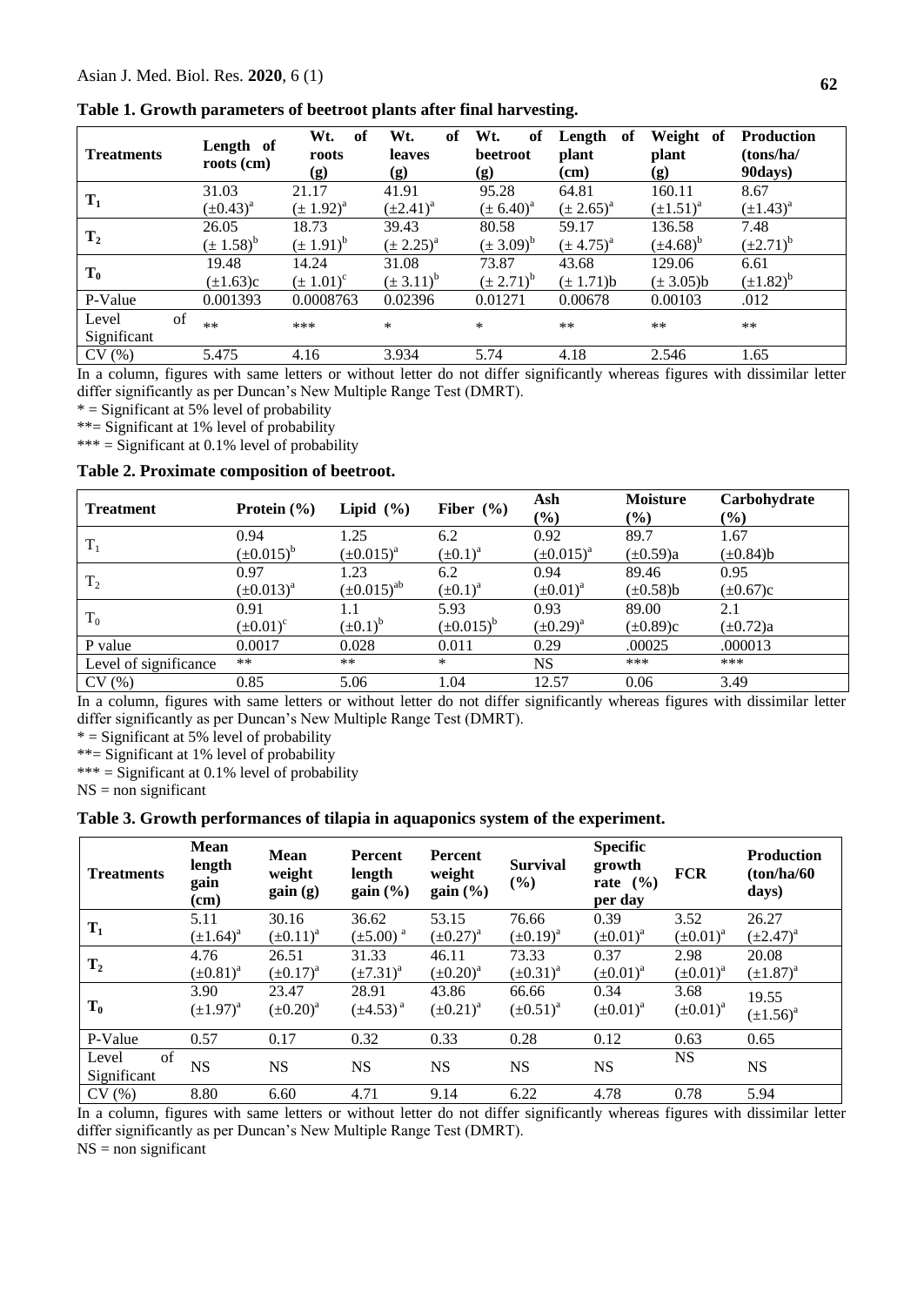**Table 1. Growth parameters of beetroot plants after final harvesting.**

| Treatments | Length of roots (cm) | Wt. of roots (g) | Wt. of leaves (g) | Wt. of beetroot (g) | Length of plant (cm) | Weight of plant (g) | Production (tons/ha/ 90days) |
|---|---|---|---|---|---|---|---|
| $T_1$ | 31.03 $(\pm0.43)^a$ | 21.17 $(\pm 1.92)^a$ | 41.91 $(\pm2.41)^a$ | 95.28 $(\pm 6.40)^a$ | 64.81 $(\pm 2.65)^a$ | 160.11 $(\pm1.51)^a$ | 8.67 $(\pm1.43)^a$ |
| $T_2$ | 26.05 $(\pm 1.58)^b$ | 18.73 $(\pm 1.91)^b$ | 39.43 $(\pm 2.25)^a$ | 80.58 $(\pm 3.09)^b$ | 59.17 $(\pm 4.75)^a$ | 136.58 $(\pm4.68)^b$ | 7.48 $(\pm2.71)^b$ |
| $T_0$ | 19.48 $(\pm1.63)$c | 14.24 $(\pm 1.01)^c$ | 31.08 $(\pm 3.11)^b$ | 73.87 $(\pm 2.71)^b$ | 43.68 $(\pm 1.71)$b | 129.06 $(\pm 3.05)$b | 6.61 $(\pm1.82)^b$ |
| P-Value | 0.001393 | 0.0008763 | 0.02396 | 0.01271 | 0.00678 | 0.00103 | .012 |
| Level of Significant | ** | *** | * | * | ** | ** | ** |
| CV (%) | 5.475 | 4.16 | 3.934 | 5.74 | 4.18 | 2.546 | 1.65 |

In a column, figures with same letters or without letter do not differ significantly whereas figures with dissimilar letter differ significantly as per Duncan's New Multiple Range Test (DMRT).

* = Significant at 5% level of probability

**= Significant at 1% level of probability

*** = Significant at 0.1% level of probability

**Table 2. Proximate composition of beetroot.**

| Treatment | Protein (%) | Lipid (%) | Fiber (%) | Ash (%) | Moisture (%) | Carbohydrate (%) |
|---|---|---|---|---|---|---|
| $T_1$ | 0.94 $(\pm0.015)^b$ | 1.25 $(\pm0.015)^a$ | 6.2 $(\pm0.1)^a$ | 0.92 $(\pm0.015)^a$ | 89.7 $(\pm0.59)$a | 1.67 $(\pm0.84)$b |
| $T_2$ | 0.97 $(\pm0.013)^a$ | 1.23 $(\pm0.015)^{ab}$ | 6.2 $(\pm0.1)^a$ | 0.94 $(\pm0.01)^a$ | 89.46 $(\pm0.58)$b | 0.95 $(\pm0.67)$c |
| $T_0$ | 0.91 $(\pm0.01)^c$ | 1.1 $(\pm0.1)^b$ | 5.93 $(\pm0.015)^b$ | 0.93 $(\pm0.29)^a$ | 89.00 $(\pm0.89)$c | 2.1 $(\pm0.72)$a |
| P value | 0.0017 | 0.028 | 0.011 | 0.29 | .00025 | .000013 |
| Level of significance | ** | ** | * | NS | *** | *** |
| CV (%) | 0.85 | 5.06 | 1.04 | 12.57 | 0.06 | 3.49 |

In a column, figures with same letters or without letter do not differ significantly whereas figures with dissimilar letter differ significantly as per Duncan's New Multiple Range Test (DMRT).

* = Significant at 5% level of probability

**= Significant at 1% level of probability

*** = Significant at 0.1% level of probability

NS = non significant

**Table 3. Growth performances of tilapia in aquaponics system of the experiment.**

| Treatments | Mean length gain (cm) | Mean weight gain (g) | Percent length gain (%) | Percent weight gain (%) | Survival (%) | Specific growth rate (%) per day | FCR | Production (ton/ha/60 days) |
|---|---|---|---|---|---|---|---|---|
| $T_1$ | 5.11 $(\pm1.64)^a$ | 30.16 $(\pm0.11)^a$ | 36.62 $(\pm5.00)^a$ | 53.15 $(\pm0.27)^a$ | 76.66 $(\pm0.19)^a$ | 0.39 $(\pm0.01)^a$ | 3.52 $(\pm0.01)^a$ | 26.27 $(\pm2.47)^a$ |
| $T_2$ | 4.76 $(\pm0.81)^a$ | 26.51 $(\pm0.17)^a$ | 31.33 $(\pm7.31)^a$ | 46.11 $(\pm0.20)^a$ | 73.33 $(\pm0.31)^a$ | 0.37 $(\pm0.01)^a$ | 2.98 $(\pm0.01)^a$ | 20.08 $(\pm1.87)^a$ |
| $T_0$ | 3.90 $(\pm1.97)^a$ | 23.47 $(\pm0.20)^a$ | 28.91 $(\pm4.53)^a$ | 43.86 $(\pm0.21)^a$ | 66.66 $(\pm0.51)^a$ | 0.34 $(\pm0.01)^a$ | 3.68 $(\pm0.01)^a$ | 19.55 $(\pm1.56)^a$ |
| P-Value | 0.57 | 0.17 | 0.32 | 0.33 | 0.28 | 0.12 | 0.63 | 0.65 |
| Level of Significant | NS | NS | NS | NS | NS | NS | NS | NS |
| CV (%) | 8.80 | 6.60 | 4.71 | 9.14 | 6.22 | 4.78 | 0.78 | 5.94 |

In a column, figures with same letters or without letter do not differ significantly whereas figures with dissimilar letter differ significantly as per Duncan's New Multiple Range Test (DMRT).

NS = non significant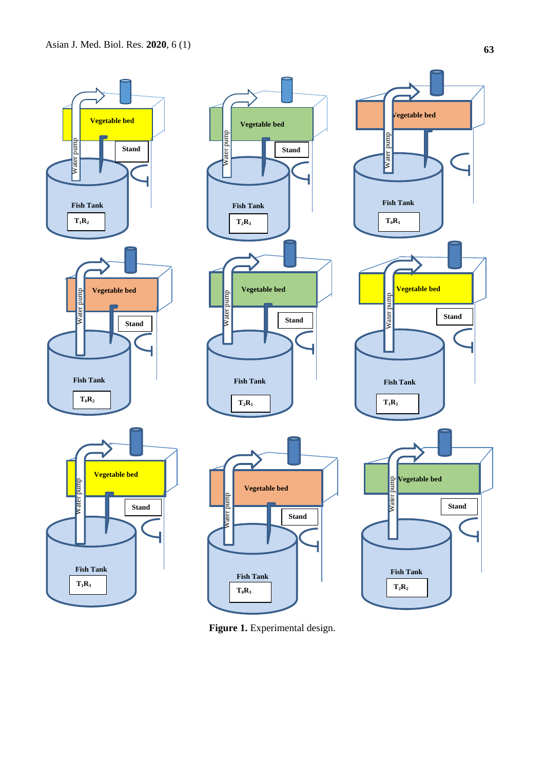**Figure 1.** Experimental design.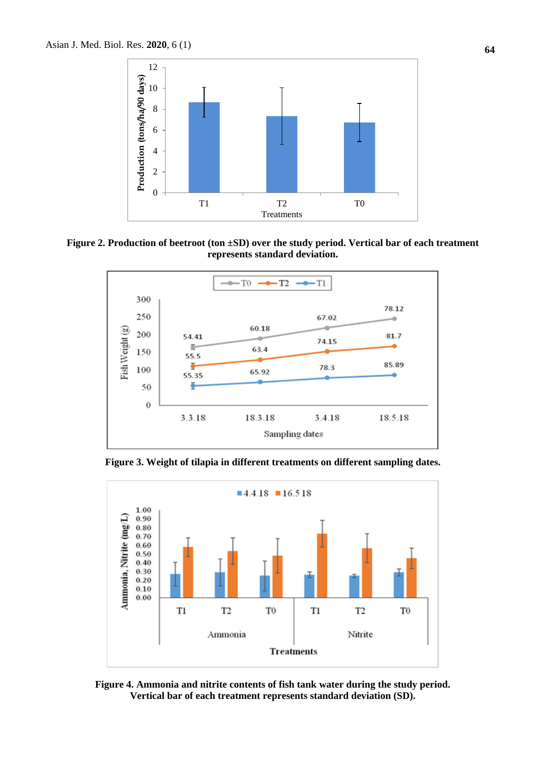**Figure 2. Production of beetroot (ton ±SD) over the study period. Vertical bar of each treatment represents standard deviation.**

**Figure 3. Weight of tilapia in different treatments on different sampling dates.**

**Figure 4. Ammonia and nitrite contents of fish tank water during the study period. Vertical bar of each treatment represents standard deviation (SD).**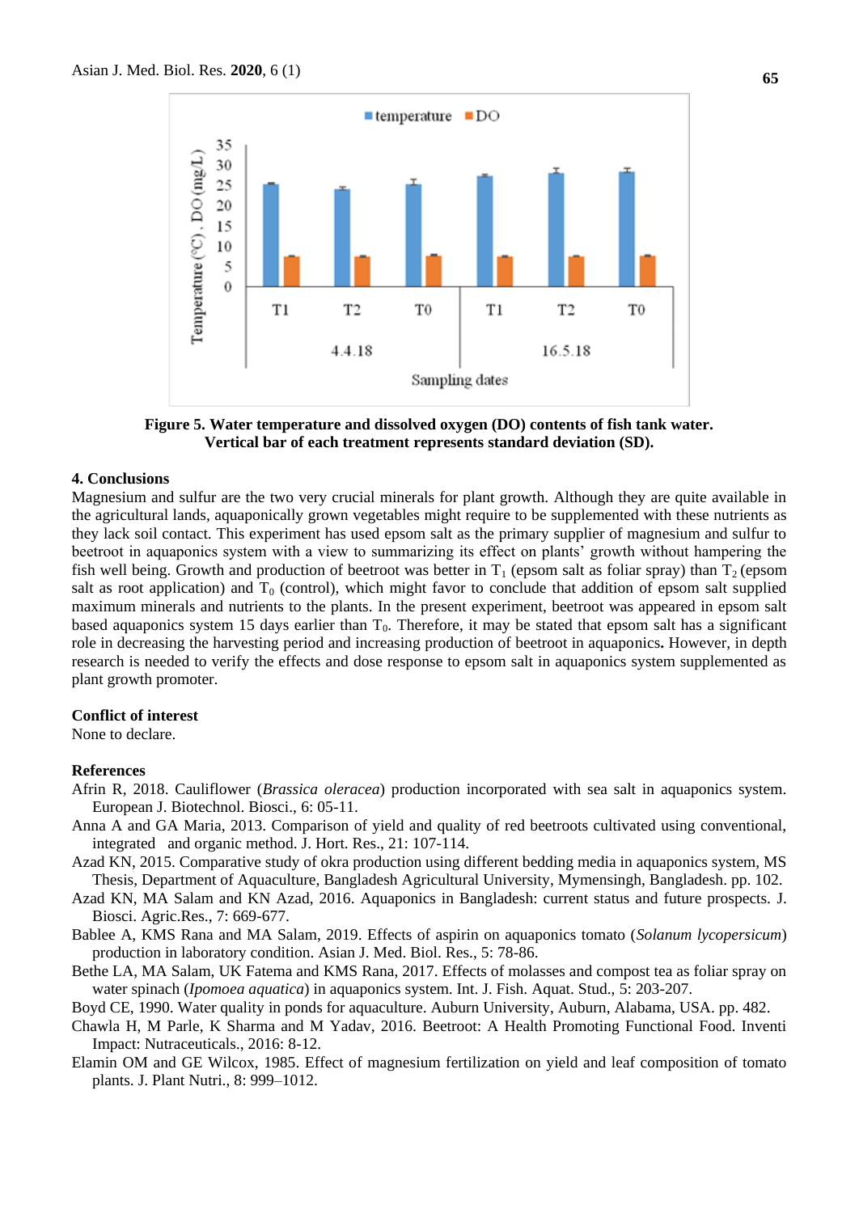**Figure 5. Water temperature and dissolved oxygen (DO) contents of fish tank water. Vertical bar of each treatment represents standard deviation (SD).**

## 4. Conclusions

Magnesium and sulfur are the two very crucial minerals for plant growth. Although they are quite available in the agricultural lands, aquaponically grown vegetables might require to be supplemented with these nutrients as they lack soil contact. This experiment has used epsom salt as the primary supplier of magnesium and sulfur to beetroot in aquaponics system with a view to summarizing its effect on plants' growth without hampering the fish well being. Growth and production of beetroot was better in $T_1$ (epsom salt as foliar spray) than $T_2$ (epsom salt as root application) and $T_0$ (control), which might favor to conclude that addition of epsom salt supplied maximum minerals and nutrients to the plants. In the present experiment, beetroot was appeared in epsom salt based aquaponics system 15 days earlier than $T_0$. Therefore, it may be stated that epsom salt has a significant role in decreasing the harvesting period and increasing production of beetroot in aquaponics**.** However, in depth research is needed to verify the effects and dose response to epsom salt in aquaponics system supplemented as plant growth promoter.

### Conflict of interest

None to declare.

### References

Afrin R, 2018. Cauliflower (*Brassica oleracea*) production incorporated with sea salt in aquaponics system. European J. Biotechnol. Biosci., 6: 05-11.

Anna A and GA Maria, 2013. Comparison of yield and quality of red beetroots cultivated using conventional, integrated and organic method. J. Hort. Res., 21: 107-114.

Azad KN, 2015. Comparative study of okra production using different bedding media in aquaponics system, MS Thesis, Department of Aquaculture, Bangladesh Agricultural University, Mymensingh, Bangladesh. pp. 102.

Azad KN, MA Salam and KN Azad, 2016. Aquaponics in Bangladesh: current status and future prospects. J. Biosci. Agric.Res., 7: 669-677.

Bablee A, KMS Rana and MA Salam, 2019. Effects of aspirin on aquaponics tomato (*Solanum lycopersicum*) production in laboratory condition. Asian J. Med. Biol. Res., 5: 78-86.

Bethe LA, MA Salam, UK Fatema and KMS Rana, 2017. Effects of molasses and compost tea as foliar spray on water spinach (*Ipomoea aquatica*) in aquaponics system. Int. J. Fish. Aquat. Stud., 5: 203-207.

Boyd CE, 1990. Water quality in ponds for aquaculture. Auburn University, Auburn, Alabama, USA. pp. 482.

Chawla H, M Parle, K Sharma and M Yadav, 2016. Beetroot: A Health Promoting Functional Food. Inventi Impact: Nutraceuticals., 2016: 8-12.

Elamin OM and GE Wilcox, 1985. Effect of magnesium fertilization on yield and leaf composition of tomato plants. J. Plant Nutri., 8: 999–1012.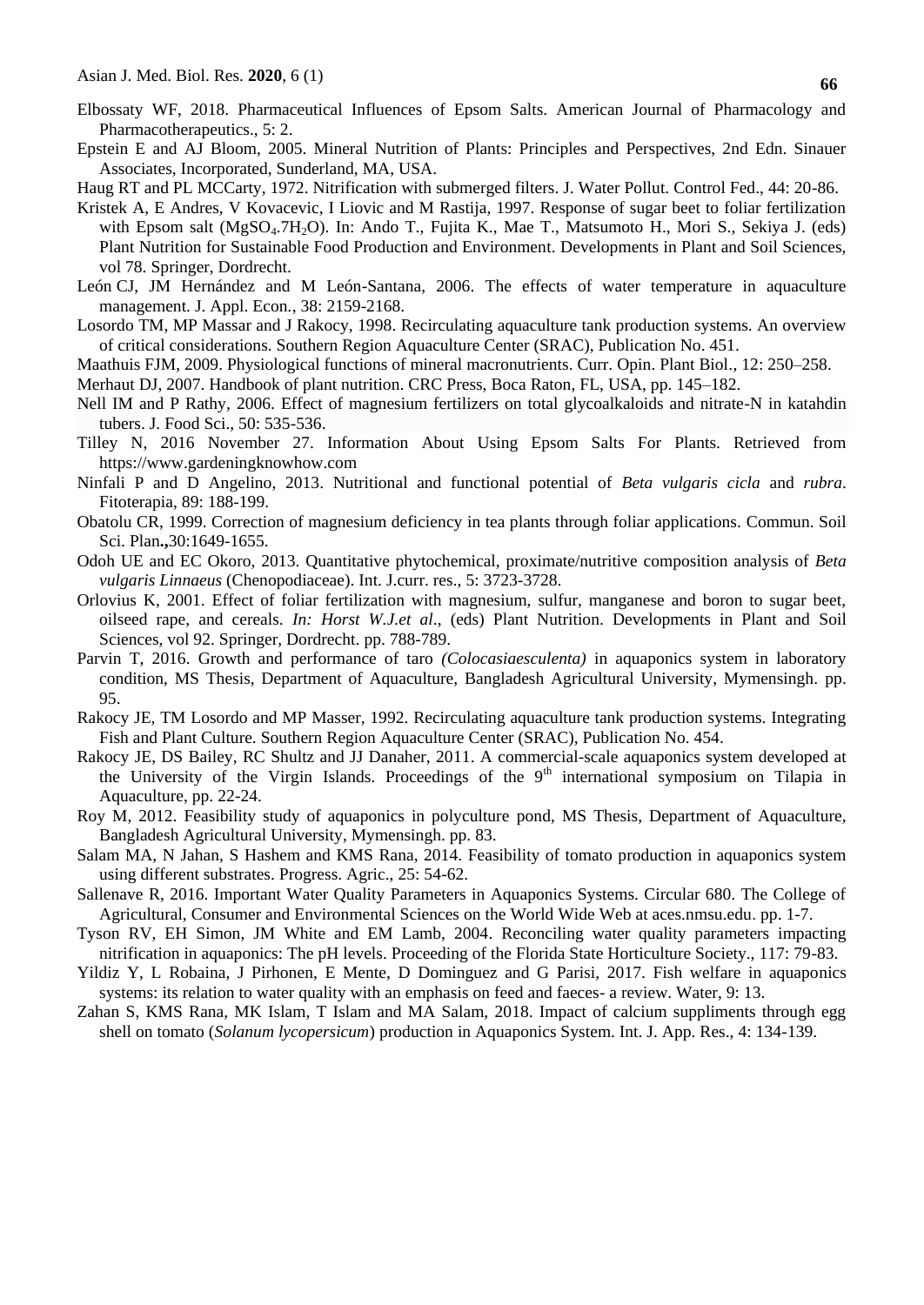Elbossaty WF, 2018. Pharmaceutical Influences of Epsom Salts. American Journal of Pharmacology and Pharmacotherapeutics., 5: 2.

Epstein E and AJ Bloom, 2005. Mineral Nutrition of Plants: Principles and Perspectives, 2nd Edn. Sinauer Associates, Incorporated, Sunderland, MA, USA.

Haug RT and PL MCCarty, 1972. Nitrification with submerged filters. J. Water Pollut. Control Fed., 44: 20-86.

Kristek A, E Andres, V Kovacevic, I Liovic and M Rastija, 1997. Response of sugar beet to foliar fertilization with Epsom salt ($MgSO_4.7H_2O$). In: Ando T., Fujita K., Mae T., Matsumoto H., Mori S., Sekiya J. (eds) Plant Nutrition for Sustainable Food Production and Environment. Developments in Plant and Soil Sciences, vol 78. Springer, Dordrecht.

León CJ, JM Hernández and M León-Santana, 2006. The effects of water temperature in aquaculture management. J. Appl. Econ., 38: 2159-2168.

Losordo TM, MP Massar and J Rakocy, 1998. Recirculating aquaculture tank production systems. An overview of critical considerations. Southern Region Aquaculture Center (SRAC), Publication No. 451.

Maathuis FJM, 2009. Physiological functions of mineral macronutrients. Curr. Opin. Plant Biol., 12: 250–258.

Merhaut DJ, 2007. Handbook of plant nutrition. CRC Press, Boca Raton, FL, USA, pp. 145–182.

Nell IM and P Rathy, 2006. Effect of magnesium fertilizers on total glycoalkaloids and nitrate-N in katahdin tubers. J. Food Sci., 50: 535-536.

Tilley N, 2016 November 27. Information About Using Epsom Salts For Plants. Retrieved from https://www.gardeningknowhow.com

Ninfali P and D Angelino, 2013. Nutritional and functional potential of *Beta vulgaris cicla* and *rubra*. Fitoterapia, 89: 188-199.

Obatolu CR, 1999. Correction of magnesium deficiency in tea plants through foliar applications. Commun. Soil Sci. Plan**.,**30:1649-1655.

Odoh UE and EC Okoro, 2013. Quantitative phytochemical, proximate/nutritive composition analysis of *Beta vulgaris Linnaeus* (Chenopodiaceae). Int. J.curr. res., 5: 3723-3728.

Orlovius K, 2001. Effect of foliar fertilization with magnesium, sulfur, manganese and boron to sugar beet, oilseed rape, and cereals. *In: Horst W.J.et al*., (eds) Plant Nutrition. Developments in Plant and Soil Sciences, vol 92. Springer, Dordrecht. pp. 788-789.

Parvin T, 2016. Growth and performance of taro *(Colocasiaesculenta)* in aquaponics system in laboratory condition, MS Thesis, Department of Aquaculture, Bangladesh Agricultural University, Mymensingh. pp. 95.

Rakocy JE, TM Losordo and MP Masser, 1992. Recirculating aquaculture tank production systems. Integrating Fish and Plant Culture. Southern Region Aquaculture Center (SRAC), Publication No. 454.

Rakocy JE, DS Bailey, RC Shultz and JJ Danaher, 2011. A commercial-scale aquaponics system developed at the University of the Virgin Islands. Proceedings of the 9th international symposium on Tilapia in Aquaculture, pp. 22-24.

Roy M, 2012. Feasibility study of aquaponics in polyculture pond, MS Thesis, Department of Aquaculture, Bangladesh Agricultural University, Mymensingh. pp. 83.

Salam MA, N Jahan, S Hashem and KMS Rana, 2014. Feasibility of tomato production in aquaponics system using different substrates. Progress. Agric., 25: 54-62.

Sallenave R, 2016. Important Water Quality Parameters in Aquaponics Systems. Circular 680. The College of Agricultural, Consumer and Environmental Sciences on the World Wide Web at aces.nmsu.edu. pp. 1-7.

Tyson RV, EH Simon, JM White and EM Lamb, 2004. Reconciling water quality parameters impacting nitrification in aquaponics: The pH levels. Proceeding of the Florida State Horticulture Society., 117: 79-83.

Yildiz Y, L Robaina, J Pirhonen, E Mente, D Dominguez and G Parisi, 2017. Fish welfare in aquaponics systems: its relation to water quality with an emphasis on feed and faeces- a review. Water, 9: 13.

Zahan S, KMS Rana, MK Islam, T Islam and MA Salam, 2018. Impact of calcium suppliments through egg shell on tomato (*Solanum lycopersicum*) production in Aquaponics System. Int. J. App. Res., 4: 134-139.